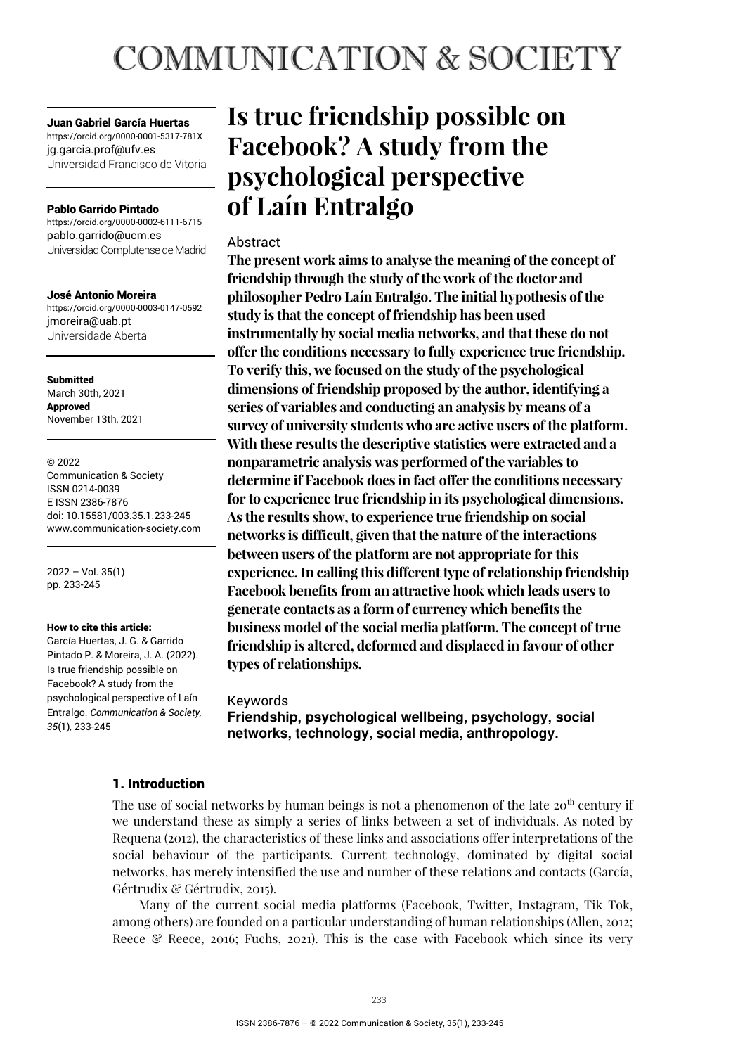# COMMUNICATION & SOCIETY

**Juan Gabriel García Huertas**
https://orcid.org/0000-0001-5317-781X
jg.garcia.prof@ufv.es
Universidad Francisco de Vitoria

**Pablo Garrido Pintado**
https://orcid.org/0000-0002-6111-6715
pablo.garrido@ucm.es
Universidad Complutense de Madrid

**José Antonio Moreira**
https://orcid.org/0000-0003-0147-0592
jmoreira@uab.pt
Universidade Aberta

**Submitted**
March 30th, 2021
**Approved**
November 13th, 2021

© 2022
Communication & Society
ISSN 0214-0039
E ISSN 2386-7876
doi: 10.15581/003.35.1.233-245
www.communication-society.com

2022 – Vol. 35(1)
pp. 233-245

**How to cite this article:**
García Huertas, J. G. & Garrido Pintado P. & Moreira, J. A. (2022). Is true friendship possible on Facebook? A study from the psychological perspective of Laín Entralgo. *Communication & Society, 35*(1), 233-245

# Is true friendship possible on Facebook? A study from the psychological perspective of Laín Entralgo

## Abstract

**The present work aims to analyse the meaning of the concept of friendship through the study of the work of the doctor and philosopher Pedro Laín Entralgo. The initial hypothesis of the study is that the concept of friendship has been used instrumentally by social media networks, and that these do not offer the conditions necessary to fully experience true friendship. To verify this, we focused on the study of the psychological dimensions of friendship proposed by the author, identifying a series of variables and conducting an analysis by means of a survey of university students who are active users of the platform. With these results the descriptive statistics were extracted and a nonparametric analysis was performed of the variables to determine if Facebook does in fact offer the conditions necessary for to experience true friendship in its psychological dimensions. As the results show, to experience true friendship on social networks is difficult, given that the nature of the interactions between users of the platform are not appropriate for this experience. In calling this different type of relationship friendship Facebook benefits from an attractive hook which leads users to generate contacts as a form of currency which benefits the business model of the social media platform. The concept of true friendship is altered, deformed and displaced in favour of other types of relationships.**

## Keywords

**Friendship, psychological wellbeing, psychology, social networks, technology, social media, anthropology.**

## 1. Introduction

The use of social networks by human beings is not a phenomenon of the late 20th century if we understand these as simply a series of links between a set of individuals. As noted by Requena (2012), the characteristics of these links and associations offer interpretations of the social behaviour of the participants. Current technology, dominated by digital social networks, has merely intensified the use and number of these relations and contacts (García, Gértrudix & Gértrudix, 2015).

Many of the current social media platforms (Facebook, Twitter, Instagram, Tik Tok, among others) are founded on a particular understanding of human relationships (Allen, 2012; Reece & Reece, 2016; Fuchs, 2021). This is the case with Facebook which since its very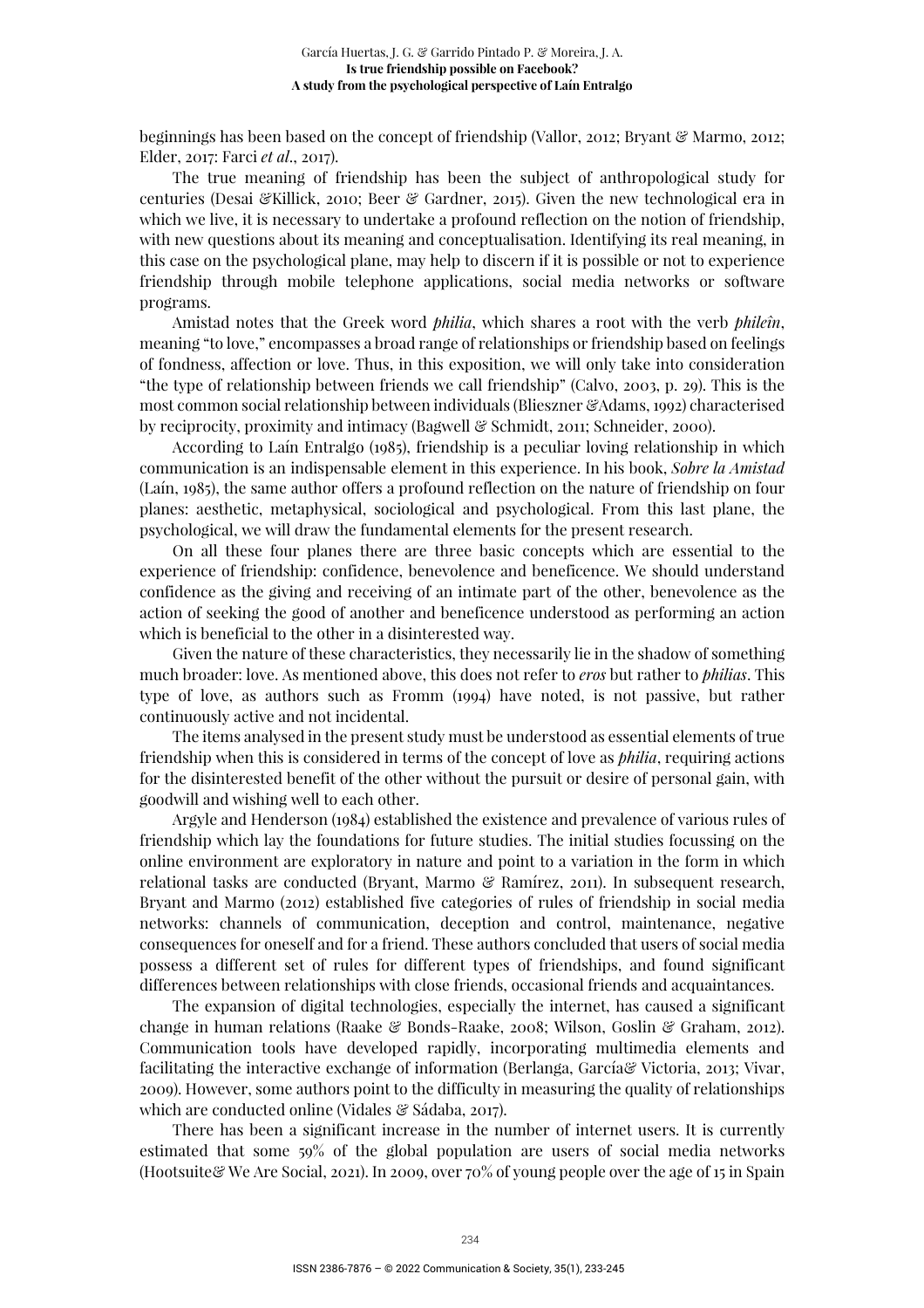beginnings has been based on the concept of friendship (Vallor, 2012; Bryant & Marmo, 2012; Elder, 2017: Farci *et al*., 2017).

The true meaning of friendship has been the subject of anthropological study for centuries (Desai &Killick, 2010; Beer & Gardner, 2015). Given the new technological era in which we live, it is necessary to undertake a profound reflection on the notion of friendship, with new questions about its meaning and conceptualisation. Identifying its real meaning, in this case on the psychological plane, may help to discern if it is possible or not to experience friendship through mobile telephone applications, social media networks or software programs.

Amistad notes that the Greek word *philia*, which shares a root with the verb *phileîn*, meaning "to love," encompasses a broad range of relationships or friendship based on feelings of fondness, affection or love. Thus, in this exposition, we will only take into consideration "the type of relationship between friends we call friendship" (Calvo, 2003, p. 29). This is the most common social relationship between individuals (Blieszner &Adams, 1992) characterised by reciprocity, proximity and intimacy (Bagwell & Schmidt, 2011; Schneider, 2000).

According to Laín Entralgo (1985), friendship is a peculiar loving relationship in which communication is an indispensable element in this experience. In his book, *Sobre la Amistad* (Laín, 1985), the same author offers a profound reflection on the nature of friendship on four planes: aesthetic, metaphysical, sociological and psychological. From this last plane, the psychological, we will draw the fundamental elements for the present research.

On all these four planes there are three basic concepts which are essential to the experience of friendship: confidence, benevolence and beneficence. We should understand confidence as the giving and receiving of an intimate part of the other, benevolence as the action of seeking the good of another and beneficence understood as performing an action which is beneficial to the other in a disinterested way.

Given the nature of these characteristics, they necessarily lie in the shadow of something much broader: love. As mentioned above, this does not refer to *eros* but rather to *philias*. This type of love, as authors such as Fromm (1994) have noted, is not passive, but rather continuously active and not incidental.

The items analysed in the present study must be understood as essential elements of true friendship when this is considered in terms of the concept of love as *philia*, requiring actions for the disinterested benefit of the other without the pursuit or desire of personal gain, with goodwill and wishing well to each other.

Argyle and Henderson (1984) established the existence and prevalence of various rules of friendship which lay the foundations for future studies. The initial studies focussing on the online environment are exploratory in nature and point to a variation in the form in which relational tasks are conducted (Bryant, Marmo & Ramírez, 2011). In subsequent research, Bryant and Marmo (2012) established five categories of rules of friendship in social media networks: channels of communication, deception and control, maintenance, negative consequences for oneself and for a friend. These authors concluded that users of social media possess a different set of rules for different types of friendships, and found significant differences between relationships with close friends, occasional friends and acquaintances.

The expansion of digital technologies, especially the internet, has caused a significant change in human relations (Raake & Bonds-Raake, 2008; Wilson, Goslin & Graham, 2012). Communication tools have developed rapidly, incorporating multimedia elements and facilitating the interactive exchange of information (Berlanga, García& Victoria, 2013; Vivar, 2009). However, some authors point to the difficulty in measuring the quality of relationships which are conducted online (Vidales & Sádaba, 2017).

There has been a significant increase in the number of internet users. It is currently estimated that some 59% of the global population are users of social media networks (Hootsuite& We Are Social, 2021). In 2009, over 70% of young people over the age of 15 in Spain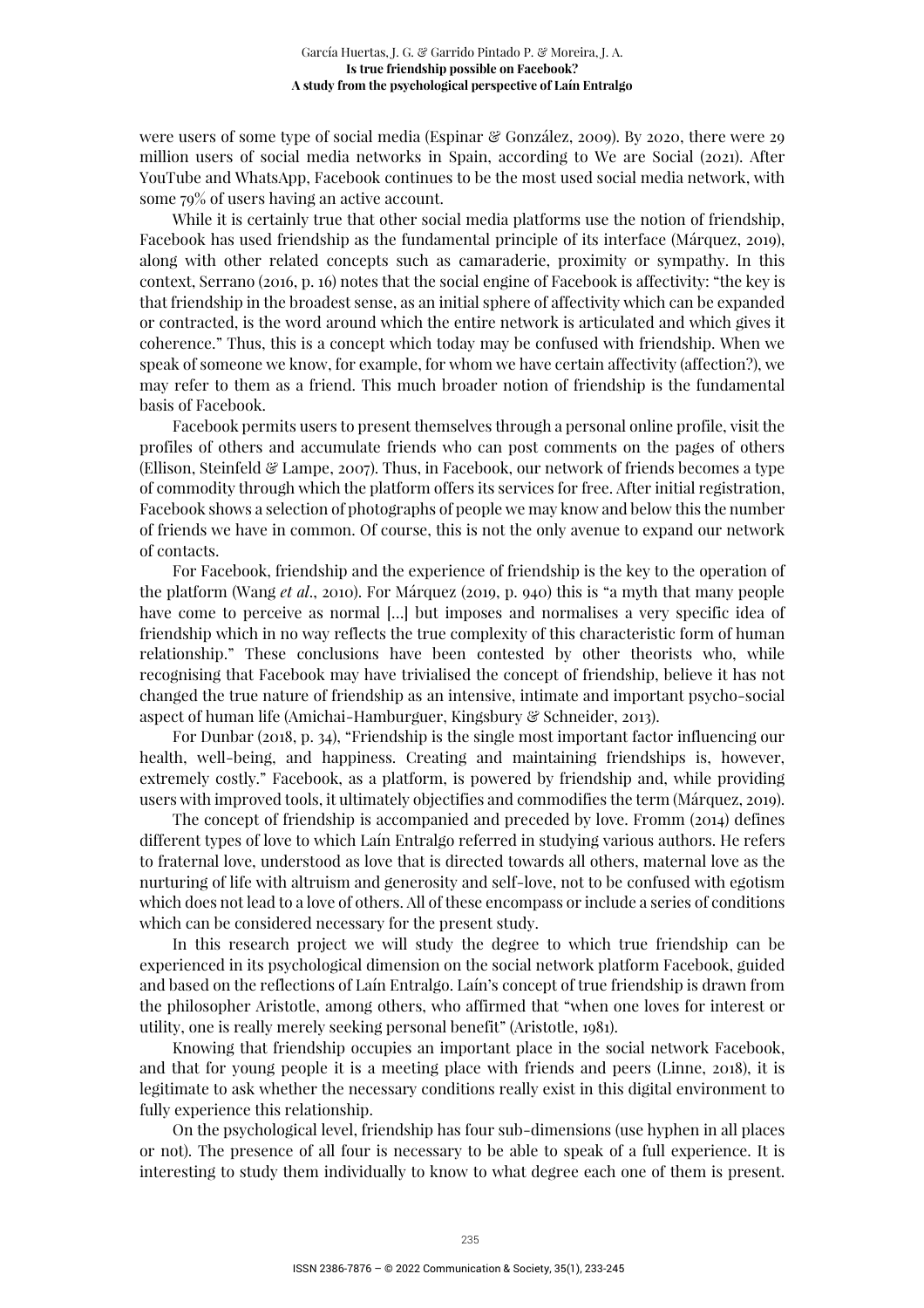were users of some type of social media (Espinar & González, 2009). By 2020, there were 29 million users of social media networks in Spain, according to We are Social (2021). After YouTube and WhatsApp, Facebook continues to be the most used social media network, with some 79% of users having an active account.

While it is certainly true that other social media platforms use the notion of friendship, Facebook has used friendship as the fundamental principle of its interface (Márquez, 2019), along with other related concepts such as camaraderie, proximity or sympathy. In this context, Serrano (2016, p. 16) notes that the social engine of Facebook is affectivity: "the key is that friendship in the broadest sense, as an initial sphere of affectivity which can be expanded or contracted, is the word around which the entire network is articulated and which gives it coherence." Thus, this is a concept which today may be confused with friendship. When we speak of someone we know, for example, for whom we have certain affectivity (affection?), we may refer to them as a friend. This much broader notion of friendship is the fundamental basis of Facebook.

Facebook permits users to present themselves through a personal online profile, visit the profiles of others and accumulate friends who can post comments on the pages of others (Ellison, Steinfeld & Lampe, 2007). Thus, in Facebook, our network of friends becomes a type of commodity through which the platform offers its services for free. After initial registration, Facebook shows a selection of photographs of people we may know and below this the number of friends we have in common. Of course, this is not the only avenue to expand our network of contacts.

For Facebook, friendship and the experience of friendship is the key to the operation of the platform (Wang *et al*., 2010). For Márquez (2019, p. 940) this is "a myth that many people have come to perceive as normal [...] but imposes and normalises a very specific idea of friendship which in no way reflects the true complexity of this characteristic form of human relationship." These conclusions have been contested by other theorists who, while recognising that Facebook may have trivialised the concept of friendship, believe it has not changed the true nature of friendship as an intensive, intimate and important psycho-social aspect of human life (Amichai-Hamburguer, Kingsbury & Schneider, 2013).

For Dunbar (2018, p. 34), "Friendship is the single most important factor influencing our health, well-being, and happiness. Creating and maintaining friendships is, however, extremely costly." Facebook, as a platform, is powered by friendship and, while providing users with improved tools, it ultimately objectifies and commodifies the term (Márquez, 2019).

The concept of friendship is accompanied and preceded by love. Fromm (2014) defines different types of love to which Laín Entralgo referred in studying various authors. He refers to fraternal love, understood as love that is directed towards all others, maternal love as the nurturing of life with altruism and generosity and self-love, not to be confused with egotism which does not lead to a love of others. All of these encompass or include a series of conditions which can be considered necessary for the present study.

In this research project we will study the degree to which true friendship can be experienced in its psychological dimension on the social network platform Facebook, guided and based on the reflections of Laín Entralgo. Laín's concept of true friendship is drawn from the philosopher Aristotle, among others, who affirmed that "when one loves for interest or utility, one is really merely seeking personal benefit" (Aristotle, 1981).

Knowing that friendship occupies an important place in the social network Facebook, and that for young people it is a meeting place with friends and peers (Linne, 2018), it is legitimate to ask whether the necessary conditions really exist in this digital environment to fully experience this relationship.

On the psychological level, friendship has four sub-dimensions (use hyphen in all places or not). The presence of all four is necessary to be able to speak of a full experience. It is interesting to study them individually to know to what degree each one of them is present.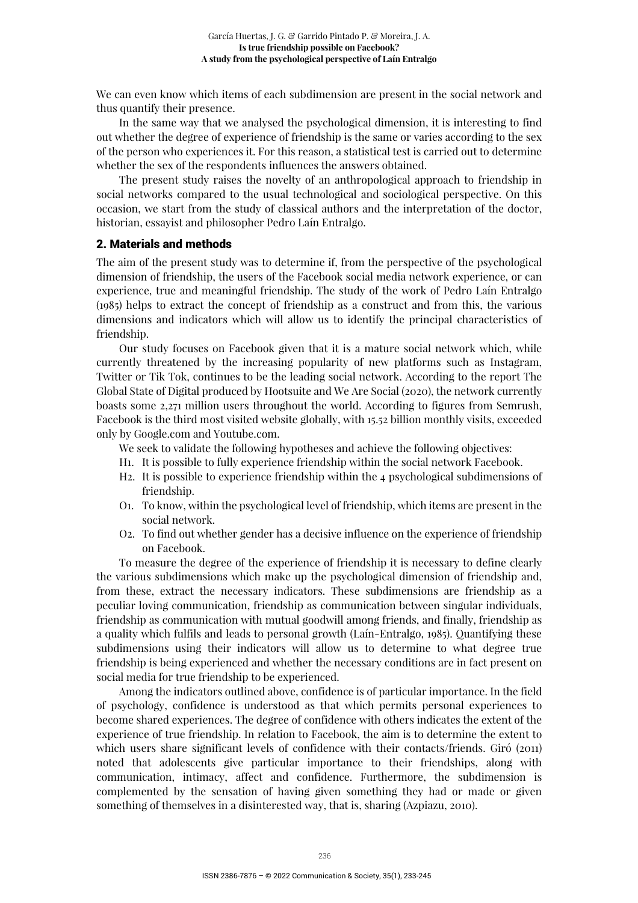We can even know which items of each subdimension are present in the social network and thus quantify their presence.

In the same way that we analysed the psychological dimension, it is interesting to find out whether the degree of experience of friendship is the same or varies according to the sex of the person who experiences it. For this reason, a statistical test is carried out to determine whether the sex of the respondents influences the answers obtained.

The present study raises the novelty of an anthropological approach to friendship in social networks compared to the usual technological and sociological perspective. On this occasion, we start from the study of classical authors and the interpretation of the doctor, historian, essayist and philosopher Pedro Laín Entralgo.

## 2. Materials and methods

The aim of the present study was to determine if, from the perspective of the psychological dimension of friendship, the users of the Facebook social media network experience, or can experience, true and meaningful friendship. The study of the work of Pedro Laín Entralgo (1985) helps to extract the concept of friendship as a construct and from this, the various dimensions and indicators which will allow us to identify the principal characteristics of friendship.

Our study focuses on Facebook given that it is a mature social network which, while currently threatened by the increasing popularity of new platforms such as Instagram, Twitter or Tik Tok, continues to be the leading social network. According to the report The Global State of Digital produced by Hootsuite and We Are Social (2020), the network currently boasts some 2,271 million users throughout the world. According to figures from Semrush, Facebook is the third most visited website globally, with 15.52 billion monthly visits, exceeded only by Google.com and Youtube.com.

We seek to validate the following hypotheses and achieve the following objectives:

- H1. It is possible to fully experience friendship within the social network Facebook.
- H2. It is possible to experience friendship within the 4 psychological subdimensions of friendship.
- O1. To know, within the psychological level of friendship, which items are present in the social network.
- O2. To find out whether gender has a decisive influence on the experience of friendship on Facebook.

To measure the degree of the experience of friendship it is necessary to define clearly the various subdimensions which make up the psychological dimension of friendship and, from these, extract the necessary indicators. These subdimensions are friendship as a peculiar loving communication, friendship as communication between singular individuals, friendship as communication with mutual goodwill among friends, and finally, friendship as a quality which fulfils and leads to personal growth (Laín-Entralgo, 1985). Quantifying these subdimensions using their indicators will allow us to determine to what degree true friendship is being experienced and whether the necessary conditions are in fact present on social media for true friendship to be experienced.

Among the indicators outlined above, confidence is of particular importance. In the field of psychology, confidence is understood as that which permits personal experiences to become shared experiences. The degree of confidence with others indicates the extent of the experience of true friendship. In relation to Facebook, the aim is to determine the extent to which users share significant levels of confidence with their contacts/friends. Giró (2011) noted that adolescents give particular importance to their friendships, along with communication, intimacy, affect and confidence. Furthermore, the subdimension is complemented by the sensation of having given something they had or made or given something of themselves in a disinterested way, that is, sharing (Azpiazu, 2010).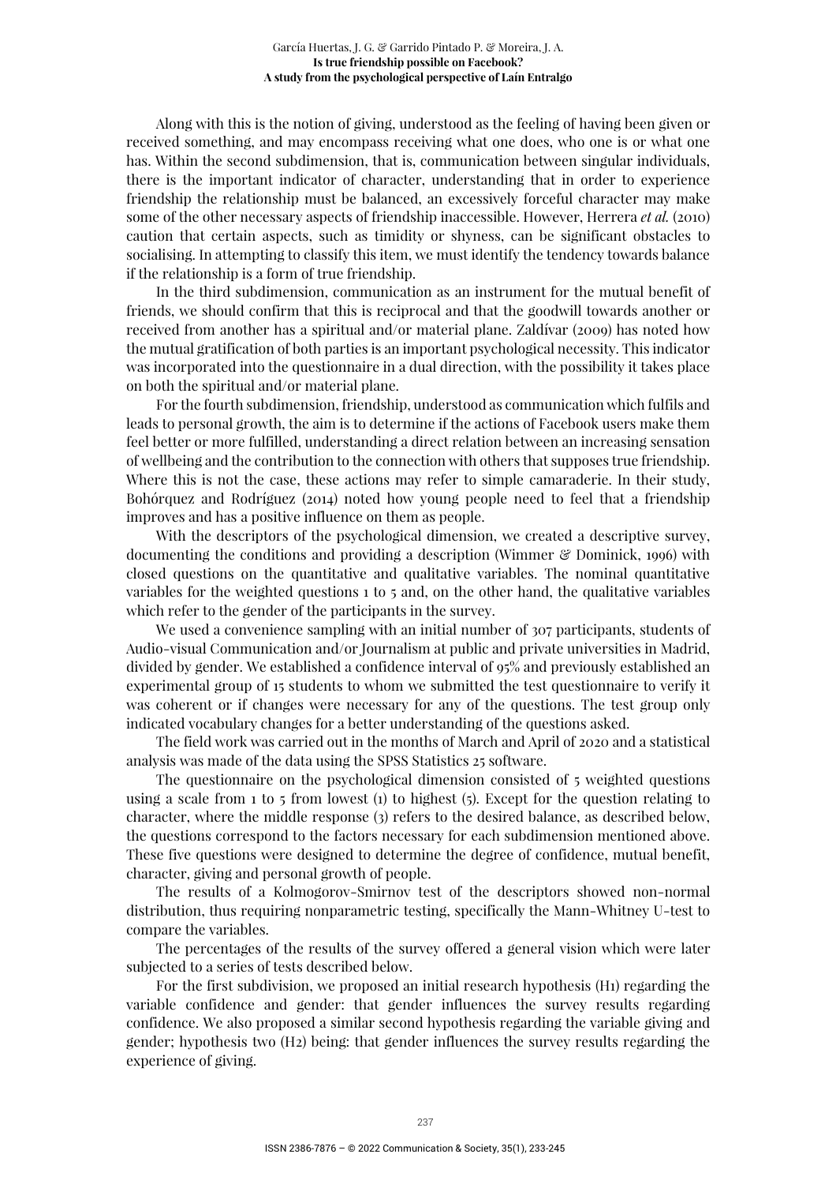Along with this is the notion of giving, understood as the feeling of having been given or received something, and may encompass receiving what one does, who one is or what one has. Within the second subdimension, that is, communication between singular individuals, there is the important indicator of character, understanding that in order to experience friendship the relationship must be balanced, an excessively forceful character may make some of the other necessary aspects of friendship inaccessible. However, Herrera *et al.* (2010) caution that certain aspects, such as timidity or shyness, can be significant obstacles to socialising. In attempting to classify this item, we must identify the tendency towards balance if the relationship is a form of true friendship.

In the third subdimension, communication as an instrument for the mutual benefit of friends, we should confirm that this is reciprocal and that the goodwill towards another or received from another has a spiritual and/or material plane. Zaldívar (2009) has noted how the mutual gratification of both parties is an important psychological necessity. This indicator was incorporated into the questionnaire in a dual direction, with the possibility it takes place on both the spiritual and/or material plane.

For the fourth subdimension, friendship, understood as communication which fulfils and leads to personal growth, the aim is to determine if the actions of Facebook users make them feel better or more fulfilled, understanding a direct relation between an increasing sensation of wellbeing and the contribution to the connection with others that supposes true friendship. Where this is not the case, these actions may refer to simple camaraderie. In their study, Bohórquez and Rodríguez (2014) noted how young people need to feel that a friendship improves and has a positive influence on them as people.

With the descriptors of the psychological dimension, we created a descriptive survey, documenting the conditions and providing a description (Wimmer & Dominick, 1996) with closed questions on the quantitative and qualitative variables. The nominal quantitative variables for the weighted questions 1 to 5 and, on the other hand, the qualitative variables which refer to the gender of the participants in the survey.

We used a convenience sampling with an initial number of 307 participants, students of Audio-visual Communication and/or Journalism at public and private universities in Madrid, divided by gender. We established a confidence interval of 95% and previously established an experimental group of 15 students to whom we submitted the test questionnaire to verify it was coherent or if changes were necessary for any of the questions. The test group only indicated vocabulary changes for a better understanding of the questions asked.

The field work was carried out in the months of March and April of 2020 and a statistical analysis was made of the data using the SPSS Statistics 25 software.

The questionnaire on the psychological dimension consisted of 5 weighted questions using a scale from 1 to 5 from lowest (1) to highest (5). Except for the question relating to character, where the middle response (3) refers to the desired balance, as described below, the questions correspond to the factors necessary for each subdimension mentioned above. These five questions were designed to determine the degree of confidence, mutual benefit, character, giving and personal growth of people.

The results of a Kolmogorov-Smirnov test of the descriptors showed non-normal distribution, thus requiring nonparametric testing, specifically the Mann-Whitney U-test to compare the variables.

The percentages of the results of the survey offered a general vision which were later subjected to a series of tests described below.

For the first subdivision, we proposed an initial research hypothesis (H1) regarding the variable confidence and gender: that gender influences the survey results regarding confidence. We also proposed a similar second hypothesis regarding the variable giving and gender; hypothesis two (H2) being: that gender influences the survey results regarding the experience of giving.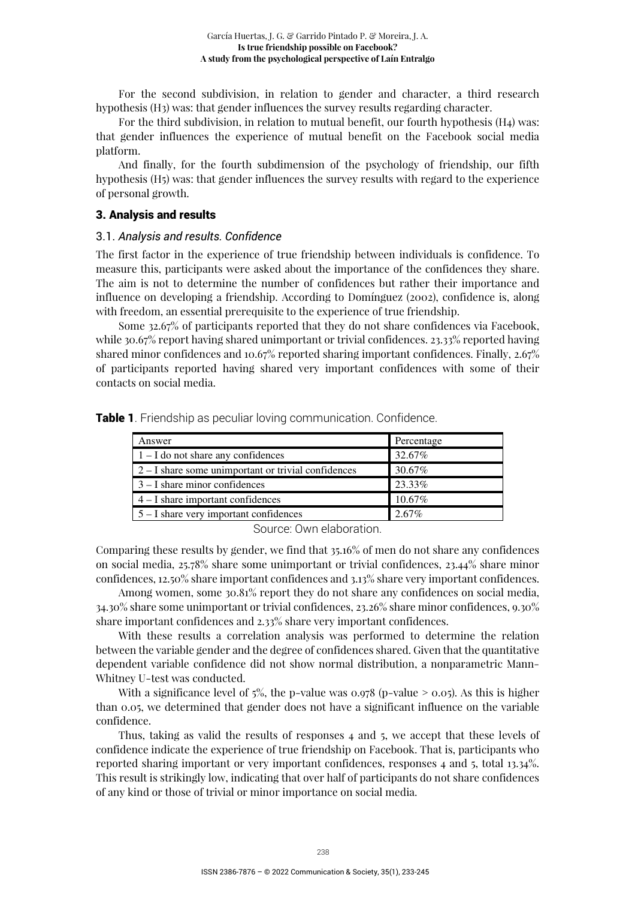For the second subdivision, in relation to gender and character, a third research hypothesis (H3) was: that gender influences the survey results regarding character.

For the third subdivision, in relation to mutual benefit, our fourth hypothesis (H4) was: that gender influences the experience of mutual benefit on the Facebook social media platform.

And finally, for the fourth subdimension of the psychology of friendship, our fifth hypothesis (H5) was: that gender influences the survey results with regard to the experience of personal growth.

## 3. Analysis and results

### 3.1. *Analysis and results. Confidence*

The first factor in the experience of true friendship between individuals is confidence. To measure this, participants were asked about the importance of the confidences they share. The aim is not to determine the number of confidences but rather their importance and influence on developing a friendship. According to Domínguez (2002), confidence is, along with freedom, an essential prerequisite to the experience of true friendship.

Some 32.67% of participants reported that they do not share confidences via Facebook, while 30.67% report having shared unimportant or trivial confidences. 23.33% reported having shared minor confidences and 10.67% reported sharing important confidences. Finally, 2.67% of participants reported having shared very important confidences with some of their contacts on social media.

**Table 1**. Friendship as peculiar loving communication. Confidence.

| Answer | Percentage |
|---|---|
| 1 – I do not share any confidences | 32.67% |
| 2 – I share some unimportant or trivial confidences | 30.67% |
| 3 – I share minor confidences | 23.33% |
| 4 – I share important confidences | 10.67% |
| 5 – I share very important confidences | 2.67% |

Source: Own elaboration.

Comparing these results by gender, we find that 35.16% of men do not share any confidences on social media, 25.78% share some unimportant or trivial confidences, 23.44% share minor confidences, 12.50% share important confidences and 3.13% share very important confidences.

Among women, some 30.81% report they do not share any confidences on social media, 34.30% share some unimportant or trivial confidences, 23.26% share minor confidences, 9.30% share important confidences and 2.33% share very important confidences.

With these results a correlation analysis was performed to determine the relation between the variable gender and the degree of confidences shared. Given that the quantitative dependent variable confidence did not show normal distribution, a nonparametric Mann-Whitney U-test was conducted.

With a significance level of 5%, the p-value was 0.978 (p-value > 0.05). As this is higher than 0.05, we determined that gender does not have a significant influence on the variable confidence.

Thus, taking as valid the results of responses 4 and 5, we accept that these levels of confidence indicate the experience of true friendship on Facebook. That is, participants who reported sharing important or very important confidences, responses 4 and 5, total 13.34%. This result is strikingly low, indicating that over half of participants do not share confidences of any kind or those of trivial or minor importance on social media.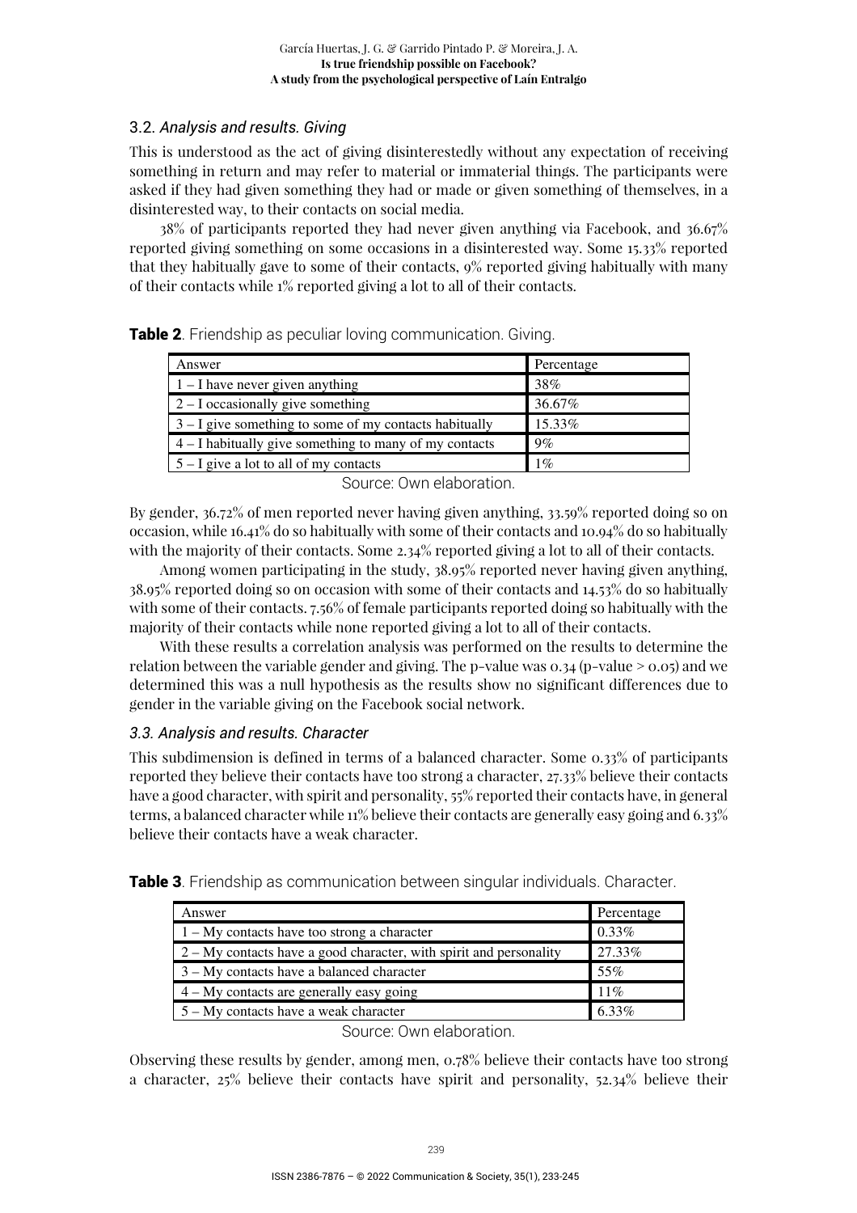### 3.2. *Analysis and results. Giving*

This is understood as the act of giving disinterestedly without any expectation of receiving something in return and may refer to material or immaterial things. The participants were asked if they had given something they had or made or given something of themselves, in a disinterested way, to their contacts on social media.

38% of participants reported they had never given anything via Facebook, and 36.67% reported giving something on some occasions in a disinterested way. Some 15.33% reported that they habitually gave to some of their contacts, 9% reported giving habitually with many of their contacts while 1% reported giving a lot to all of their contacts.

**Table 2**. Friendship as peculiar loving communication. Giving.

| Answer | Percentage |
|---|---|
| 1 – I have never given anything | 38% |
| 2 – I occasionally give something | 36.67% |
| 3 – I give something to some of my contacts habitually | 15.33% |
| 4 – I habitually give something to many of my contacts | 9% |
| 5 – I give a lot to all of my contacts | 1% |

Source: Own elaboration.

By gender, 36.72% of men reported never having given anything, 33.59% reported doing so on occasion, while 16.41% do so habitually with some of their contacts and 10.94% do so habitually with the majority of their contacts. Some 2.34% reported giving a lot to all of their contacts.

Among women participating in the study, 38.95% reported never having given anything, 38.95% reported doing so on occasion with some of their contacts and 14.53% do so habitually with some of their contacts. 7.56% of female participants reported doing so habitually with the majority of their contacts while none reported giving a lot to all of their contacts.

With these results a correlation analysis was performed on the results to determine the relation between the variable gender and giving. The p-value was 0.34 (p-value > 0.05) and we determined this was a null hypothesis as the results show no significant differences due to gender in the variable giving on the Facebook social network.

### 3.3. *Analysis and results. Character*

This subdimension is defined in terms of a balanced character. Some 0.33% of participants reported they believe their contacts have too strong a character, 27.33% believe their contacts have a good character, with spirit and personality, 55% reported their contacts have, in general terms, a balanced character while 11% believe their contacts are generally easy going and 6.33% believe their contacts have a weak character.

**Table 3**. Friendship as communication between singular individuals. Character.

| Answer | Percentage |
|---|---|
| 1 – My contacts have too strong a character | 0.33% |
| 2 – My contacts have a good character, with spirit and personality | 27.33% |
| 3 – My contacts have a balanced character | 55% |
| 4 – My contacts are generally easy going | 11% |
| 5 – My contacts have a weak character | 6.33% |

Source: Own elaboration.

Observing these results by gender, among men, 0.78% believe their contacts have too strong a character, 25% believe their contacts have spirit and personality, 52.34% believe their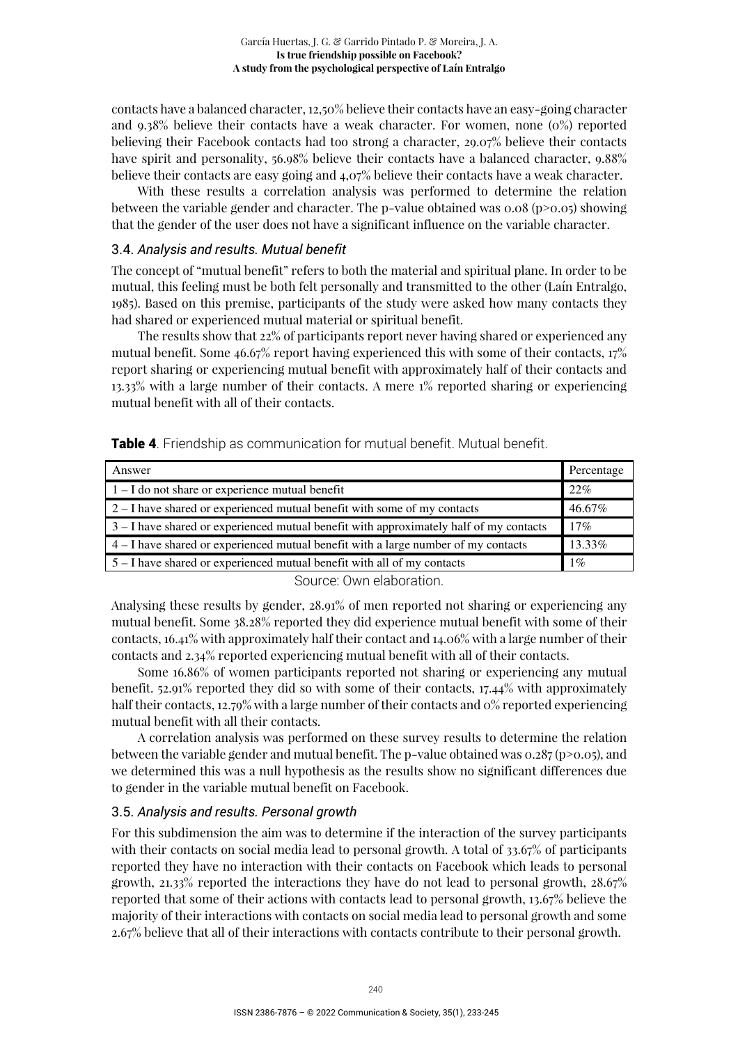contacts have a balanced character, 12,50% believe their contacts have an easy-going character and 9.38% believe their contacts have a weak character. For women, none (0%) reported believing their Facebook contacts had too strong a character, 29.07% believe their contacts have spirit and personality, 56.98% believe their contacts have a balanced character, 9.88% believe their contacts are easy going and 4,07% believe their contacts have a weak character.

With these results a correlation analysis was performed to determine the relation between the variable gender and character. The p-value obtained was 0.08 ($p>0.05$) showing that the gender of the user does not have a significant influence on the variable character.

### 3.4. *Analysis and results. Mutual benefit*

The concept of "mutual benefit" refers to both the material and spiritual plane. In order to be mutual, this feeling must be both felt personally and transmitted to the other (Laín Entralgo, 1985). Based on this premise, participants of the study were asked how many contacts they had shared or experienced mutual material or spiritual benefit.

The results show that 22% of participants report never having shared or experienced any mutual benefit. Some 46.67% report having experienced this with some of their contacts, 17% report sharing or experiencing mutual benefit with approximately half of their contacts and 13.33% with a large number of their contacts. A mere 1% reported sharing or experiencing mutual benefit with all of their contacts.

**Table 4**. Friendship as communication for mutual benefit. Mutual benefit.

| Answer | Percentage |
|---|---|
| 1 – I do not share or experience mutual benefit | 22% |
| 2 – I have shared or experienced mutual benefit with some of my contacts | 46.67% |
| 3 – I have shared or experienced mutual benefit with approximately half of my contacts | 17% |
| 4 – I have shared or experienced mutual benefit with a large number of my contacts | 13.33% |
| 5 – I have shared or experienced mutual benefit with all of my contacts | 1% |

Source: Own elaboration.

Analysing these results by gender, 28.91% of men reported not sharing or experiencing any mutual benefit. Some 38.28% reported they did experience mutual benefit with some of their contacts, 16.41% with approximately half their contact and 14.06% with a large number of their contacts and 2.34% reported experiencing mutual benefit with all of their contacts.

Some 16.86% of women participants reported not sharing or experiencing any mutual benefit. 52.91% reported they did so with some of their contacts, 17.44% with approximately half their contacts, 12.79% with a large number of their contacts and 0% reported experiencing mutual benefit with all their contacts.

A correlation analysis was performed on these survey results to determine the relation between the variable gender and mutual benefit. The p-value obtained was 0.287 ($p>0.05$), and we determined this was a null hypothesis as the results show no significant differences due to gender in the variable mutual benefit on Facebook.

### 3.5. *Analysis and results. Personal growth*

For this subdimension the aim was to determine if the interaction of the survey participants with their contacts on social media lead to personal growth. A total of 33.67% of participants reported they have no interaction with their contacts on Facebook which leads to personal growth, 21.33% reported the interactions they have do not lead to personal growth, 28.67% reported that some of their actions with contacts lead to personal growth, 13.67% believe the majority of their interactions with contacts on social media lead to personal growth and some 2.67% believe that all of their interactions with contacts contribute to their personal growth.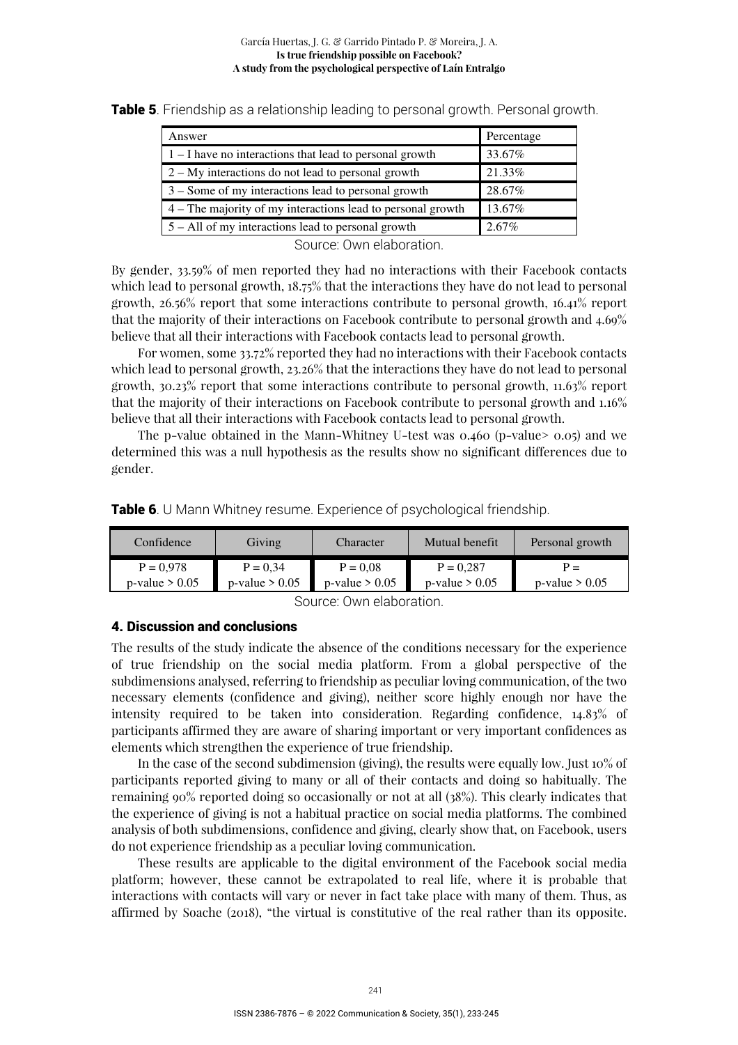**Table 5**. Friendship as a relationship leading to personal growth. Personal growth.

| Answer | Percentage |
|---|---|
| 1 – I have no interactions that lead to personal growth | 33.67% |
| 2 – My interactions do not lead to personal growth | 21.33% |
| 3 – Some of my interactions lead to personal growth | 28.67% |
| 4 – The majority of my interactions lead to personal growth | 13.67% |
| 5 – All of my interactions lead to personal growth | 2.67% |

Source: Own elaboration.

By gender, 33.59% of men reported they had no interactions with their Facebook contacts which lead to personal growth, 18.75% that the interactions they have do not lead to personal growth, 26.56% report that some interactions contribute to personal growth, 16.41% report that the majority of their interactions on Facebook contribute to personal growth and 4.69% believe that all their interactions with Facebook contacts lead to personal growth.

For women, some 33.72% reported they had no interactions with their Facebook contacts which lead to personal growth, 23.26% that the interactions they have do not lead to personal growth, 30.23% report that some interactions contribute to personal growth, 11.63% report that the majority of their interactions on Facebook contribute to personal growth and 1.16% believe that all their interactions with Facebook contacts lead to personal growth.

The p-value obtained in the Mann-Whitney U-test was 0.460 (p-value> 0.05) and we determined this was a null hypothesis as the results show no significant differences due to gender.

**Table 6**. U Mann Whitney resume. Experience of psychological friendship.

| Confidence | Giving | Character | Mutual benefit | Personal growth |
|---|---|---|---|---|
| P = 0,978<br>p-value > 0.05 | P = 0,34<br>p-value > 0.05 | P = 0,08<br>p-value > 0.05 | P = 0,287<br>p-value > 0.05 | P =<br>p-value > 0.05 |

Source: Own elaboration.

## 4. Discussion and conclusions

The results of the study indicate the absence of the conditions necessary for the experience of true friendship on the social media platform. From a global perspective of the subdimensions analysed, referring to friendship as peculiar loving communication, of the two necessary elements (confidence and giving), neither score highly enough nor have the intensity required to be taken into consideration. Regarding confidence, 14.83% of participants affirmed they are aware of sharing important or very important confidences as elements which strengthen the experience of true friendship.

In the case of the second subdimension (giving), the results were equally low. Just 10% of participants reported giving to many or all of their contacts and doing so habitually. The remaining 90% reported doing so occasionally or not at all (38%). This clearly indicates that the experience of giving is not a habitual practice on social media platforms. The combined analysis of both subdimensions, confidence and giving, clearly show that, on Facebook, users do not experience friendship as a peculiar loving communication.

These results are applicable to the digital environment of the Facebook social media platform; however, these cannot be extrapolated to real life, where it is probable that interactions with contacts will vary or never in fact take place with many of them. Thus, as affirmed by Soache (2018), "the virtual is constitutive of the real rather than its opposite.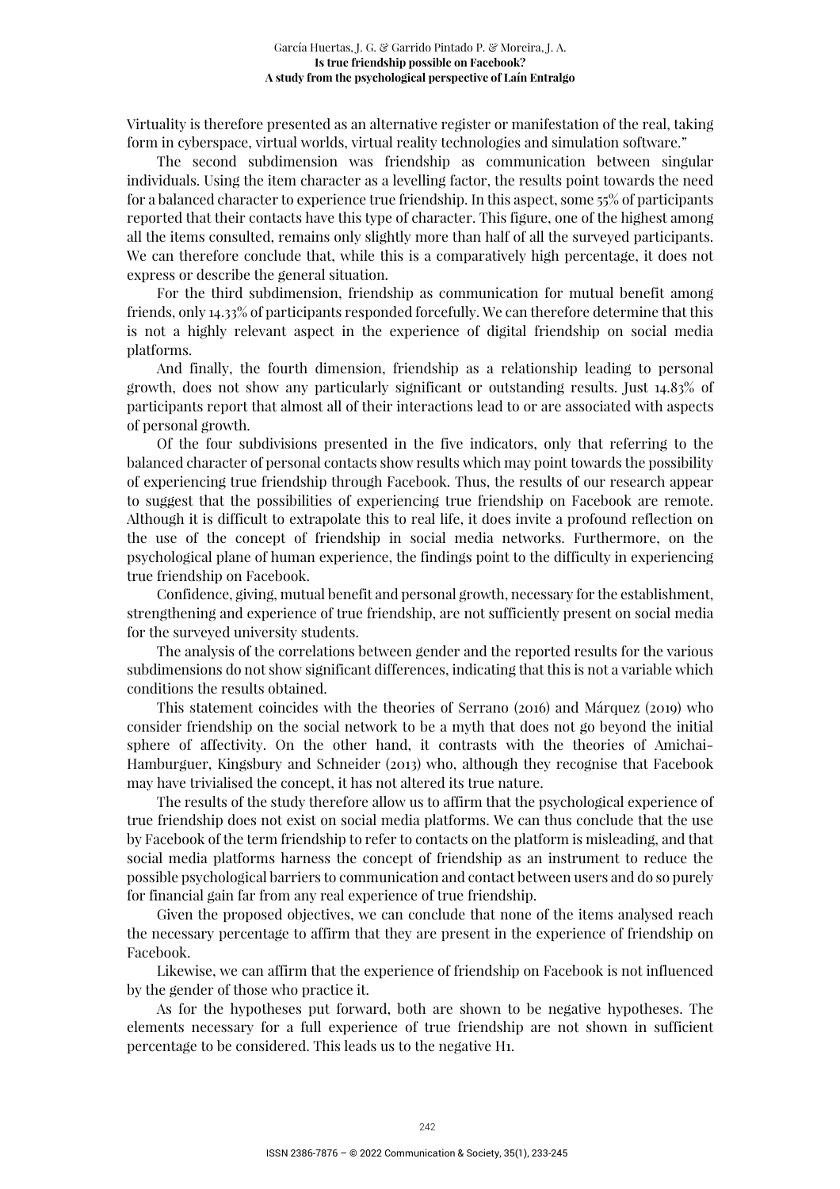Virtuality is therefore presented as an alternative register or manifestation of the real, taking form in cyberspace, virtual worlds, virtual reality technologies and simulation software."

The second subdimension was friendship as communication between singular individuals. Using the item character as a levelling factor, the results point towards the need for a balanced character to experience true friendship. In this aspect, some 55% of participants reported that their contacts have this type of character. This figure, one of the highest among all the items consulted, remains only slightly more than half of all the surveyed participants. We can therefore conclude that, while this is a comparatively high percentage, it does not express or describe the general situation.

For the third subdimension, friendship as communication for mutual benefit among friends, only 14.33% of participants responded forcefully. We can therefore determine that this is not a highly relevant aspect in the experience of digital friendship on social media platforms.

And finally, the fourth dimension, friendship as a relationship leading to personal growth, does not show any particularly significant or outstanding results. Just 14.83% of participants report that almost all of their interactions lead to or are associated with aspects of personal growth.

Of the four subdivisions presented in the five indicators, only that referring to the balanced character of personal contacts show results which may point towards the possibility of experiencing true friendship through Facebook. Thus, the results of our research appear to suggest that the possibilities of experiencing true friendship on Facebook are remote. Although it is difficult to extrapolate this to real life, it does invite a profound reflection on the use of the concept of friendship in social media networks. Furthermore, on the psychological plane of human experience, the findings point to the difficulty in experiencing true friendship on Facebook.

Confidence, giving, mutual benefit and personal growth, necessary for the establishment, strengthening and experience of true friendship, are not sufficiently present on social media for the surveyed university students.

The analysis of the correlations between gender and the reported results for the various subdimensions do not show significant differences, indicating that this is not a variable which conditions the results obtained.

This statement coincides with the theories of Serrano (2016) and Márquez (2019) who consider friendship on the social network to be a myth that does not go beyond the initial sphere of affectivity. On the other hand, it contrasts with the theories of Amichai-Hamburguer, Kingsbury and Schneider (2013) who, although they recognise that Facebook may have trivialised the concept, it has not altered its true nature.

The results of the study therefore allow us to affirm that the psychological experience of true friendship does not exist on social media platforms. We can thus conclude that the use by Facebook of the term friendship to refer to contacts on the platform is misleading, and that social media platforms harness the concept of friendship as an instrument to reduce the possible psychological barriers to communication and contact between users and do so purely for financial gain far from any real experience of true friendship.

Given the proposed objectives, we can conclude that none of the items analysed reach the necessary percentage to affirm that they are present in the experience of friendship on Facebook.

Likewise, we can affirm that the experience of friendship on Facebook is not influenced by the gender of those who practice it.

As for the hypotheses put forward, both are shown to be negative hypotheses. The elements necessary for a full experience of true friendship are not shown in sufficient percentage to be considered. This leads us to the negative H1.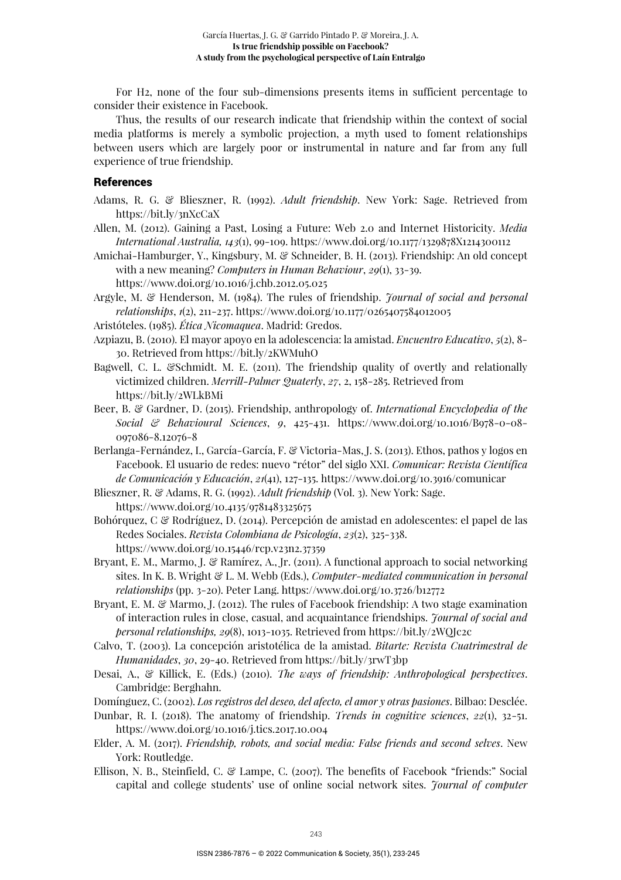For H2, none of the four sub-dimensions presents items in sufficient percentage to consider their existence in Facebook.

Thus, the results of our research indicate that friendship within the context of social media platforms is merely a symbolic projection, a myth used to foment relationships between users which are largely poor or instrumental in nature and far from any full experience of true friendship.

## References

Adams, R. G. & Blieszner, R. (1992). *Adult friendship*. New York: Sage. Retrieved from https://bit.ly/3nXcCaX

Allen, M. (2012). Gaining a Past, Losing a Future: Web 2.0 and Internet Historicity. *Media International Australia, 143*(1), 99-109. https://www.doi.org/10.1177/1329878X1214300112

Amichai-Hamburger, Y., Kingsbury, M. & Schneider, B. H. (2013). Friendship: An old concept with a new meaning? *Computers in Human Behaviour*, *29*(1), 33-39. https://www.doi.org/10.1016/j.chb.2012.05.025

Argyle, M. & Henderson, M. (1984). The rules of friendship. *Journal of social and personal relationships*, *1*(2), 211-237. https://www.doi.org/10.1177/0265407584012005

Aristóteles. (1985). *Ética Nicomaquea*. Madrid: Gredos.

Azpiazu, B. (2010). El mayor apoyo en la adolescencia: la amistad. *Encuentro Educativo*, *5*(2), 8-30. Retrieved from https://bit.ly/2KWMuhO

Bagwell, C. L. &Schmidt. M. E. (2011). The friendship quality of overtly and relationally victimized children. *Merrill-Palmer Quaterly*, *27*, 2, 158-285. Retrieved from https://bit.ly/2WLkBMi

Beer, B. & Gardner, D. (2015). Friendship, anthropology of. *International Encyclopedia of the Social & Behavioural Sciences*, *9*, 425-431. https://www.doi.org/10.1016/B978-0-08-097086-8.12076-8

Berlanga-Fernández, I., García-García, F. & Victoria-Mas, J. S. (2013). Ethos, pathos y logos en Facebook. El usuario de redes: nuevo "rétor" del siglo XXI. *Comunicar: Revista Científica de Comunicación y Educación*, *21*(41), 127-135. https://www.doi.org/10.3916/comunicar

Blieszner, R. & Adams, R. G. (1992). *Adult friendship* (Vol. 3). New York: Sage. https://www.doi.org/10.4135/9781483325675

Bohórquez, C & Rodríguez, D. (2014). Percepción de amistad en adolescentes: el papel de las Redes Sociales. *Revista Colombiana de Psicología*, *23*(2), 325-338. https://www.doi.org/10.15446/rcp.v23n2.37359

Bryant, E. M., Marmo, J. & Ramírez, A., Jr. (2011). A functional approach to social networking sites. In K. B. Wright & L. M. Webb (Eds.), *Computer-mediated communication in personal relationships* (pp. 3-20). Peter Lang. https://www.doi.org/10.3726/b12772

Bryant, E. M. & Marmo, J. (2012). The rules of Facebook friendship: A two stage examination of interaction rules in close, casual, and acquaintance friendships. *Journal of social and personal relationships, 29*(8), 1013-1035. Retrieved from https://bit.ly/2WQJc2c

Calvo, T. (2003). La concepción aristotélica de la amistad. *Bitarte: Revista Cuatrimestral de Humanidades*, *30*, 29-40. Retrieved from https://bit.ly/3rwT3bp

Desai, A., & Killick, E. (Eds.) (2010). *The ways of friendship: Anthropological perspectives*. Cambridge: Berghahn.

Domínguez, C. (2002). *Los registros del deseo, del afecto, el amor y otras pasiones*. Bilbao: Desclée.

Dunbar, R. I. (2018). The anatomy of friendship. *Trends in cognitive sciences*, *22*(1), 32-51. https://www.doi.org/10.1016/j.tics.2017.10.004

Elder, A. M. (2017). *Friendship, robots, and social media: False friends and second selves*. New York: Routledge.

Ellison, N. B., Steinfield, C. & Lampe, C. (2007). The benefits of Facebook "friends:" Social capital and college students' use of online social network sites. *Journal of computer*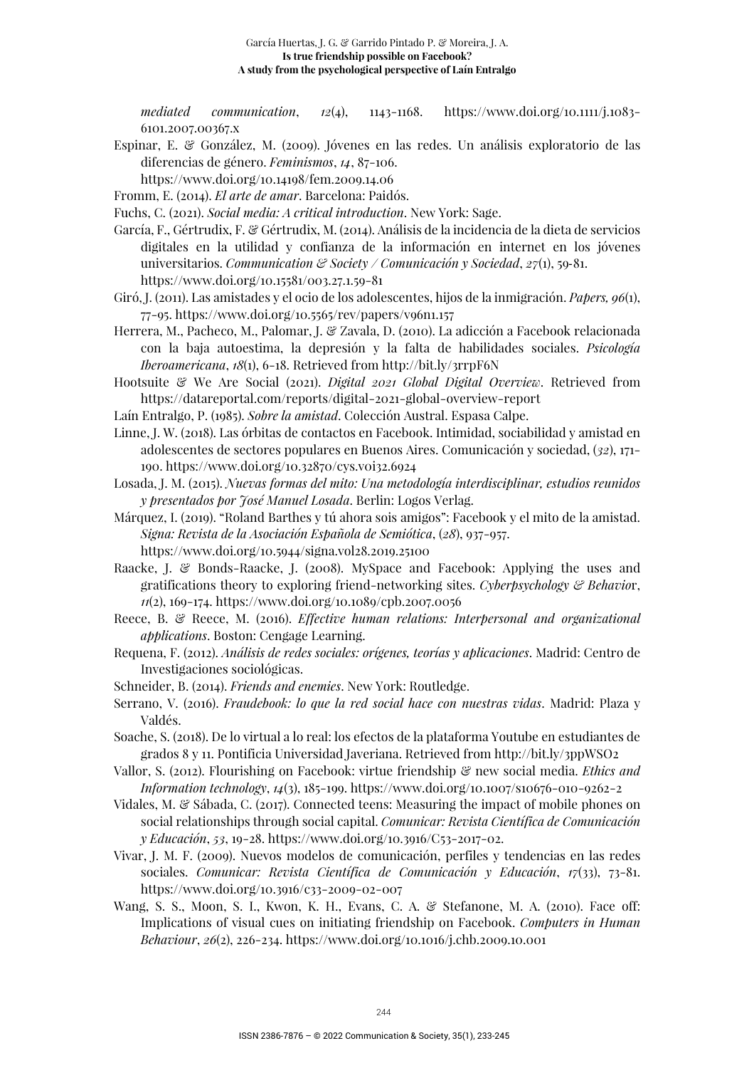*mediated communication*, *12*(4), 1143-1168. https://www.doi.org/10.1111/j.1083-6101.2007.00367.x

Espinar, E. & González, M. (2009). Jóvenes en las redes. Un análisis exploratorio de las diferencias de género. *Feminismos*, *14*, 87-106. https://www.doi.org/10.14198/fem.2009.14.06

Fromm, E. (2014). *El arte de amar*. Barcelona: Paidós.

Fuchs, C. (2021). *Social media: A critical introduction*. New York: Sage.

García, F., Gértrudix, F. & Gértrudix, M. (2014). Análisis de la incidencia de la dieta de servicios digitales en la utilidad y confianza de la información en internet en los jóvenes universitarios. *Communication & Society / Comunicación y Sociedad*, *27*(1), 59-81. https://www.doi.org/10.15581/003.27.1.59-81

Giró, J. (2011). Las amistades y el ocio de los adolescentes, hijos de la inmigración. *Papers, 96*(1), 77-95. https://www.doi.org/10.5565/rev/papers/v96n1.157

Herrera, M., Pacheco, M., Palomar, J. & Zavala, D. (2010). La adicción a Facebook relacionada con la baja autoestima, la depresión y la falta de habilidades sociales. *Psicología Iberoamericana*, *18*(1), 6-18. Retrieved from http://bit.ly/3rrpF6N

Hootsuite & We Are Social (2021). *Digital 2021 Global Digital Overview*. Retrieved from https://datareportal.com/reports/digital-2021-global-overview-report

Laín Entralgo, P. (1985). *Sobre la amistad*. Colección Austral. Espasa Calpe.

Linne, J. W. (2018). Las órbitas de contactos en Facebook. Intimidad, sociabilidad y amistad en adolescentes de sectores populares en Buenos Aires. Comunicación y sociedad, (*32*), 171-190. https://www.doi.org/10.32870/cys.v0i32.6924

Losada, J. M. (2015). *Nuevas formas del mito: Una metodología interdisciplinar, estudios reunidos y presentados por José Manuel Losada*. Berlin: Logos Verlag.

Márquez, I. (2019). "Roland Barthes y tú ahora sois amigos": Facebook y el mito de la amistad. *Signa: Revista de la Asociación Española de Semiótica*, (*28*), 937-957. https://www.doi.org/10.5944/signa.vol28.2019.25100

Raacke, J. & Bonds-Raacke, J. (2008). MySpace and Facebook: Applying the uses and gratifications theory to exploring friend-networking sites. *Cyberpsychology & Behavio*r, *11*(2), 169-174. https://www.doi.org/10.1089/cpb.2007.0056

Reece, B. & Reece, M. (2016). *Effective human relations: Interpersonal and organizational applications*. Boston: Cengage Learning.

Requena, F. (2012). *Análisis de redes sociales: orígenes, teorías y aplicaciones*. Madrid: Centro de Investigaciones sociológicas.

Schneider, B. (2014). *Friends and enemies*. New York: Routledge.

Serrano, V. (2016). *Fraudebook: lo que la red social hace con nuestras vidas*. Madrid: Plaza y Valdés.

Soache, S. (2018). De lo virtual a lo real: los efectos de la plataforma Youtube en estudiantes de grados 8 y 11. Pontificia Universidad Javeriana. Retrieved from http://bit.ly/3ppWSO2

Vallor, S. (2012). Flourishing on Facebook: virtue friendship & new social media. *Ethics and Information technology*, *14*(3), 185-199. https://www.doi.org/10.1007/s10676-010-9262-2

Vidales, M. & Sábada, C. (2017). Connected teens: Measuring the impact of mobile phones on social relationships through social capital. *Comunicar: Revista Científica de Comunicación y Educación*, *53*, 19-28. https://www.doi.org/10.3916/C53-2017-02.

Vivar, J. M. F. (2009). Nuevos modelos de comunicación, perfiles y tendencias en las redes sociales. *Comunicar: Revista Científica de Comunicación y Educación*, *17*(33), 73-81. https://www.doi.org/10.3916/c33-2009-02-007

Wang, S. S., Moon, S. I., Kwon, K. H., Evans, C. A. & Stefanone, M. A. (2010). Face off: Implications of visual cues on initiating friendship on Facebook. *Computers in Human Behaviour*, *26*(2), 226-234. https://www.doi.org/10.1016/j.chb.2009.10.001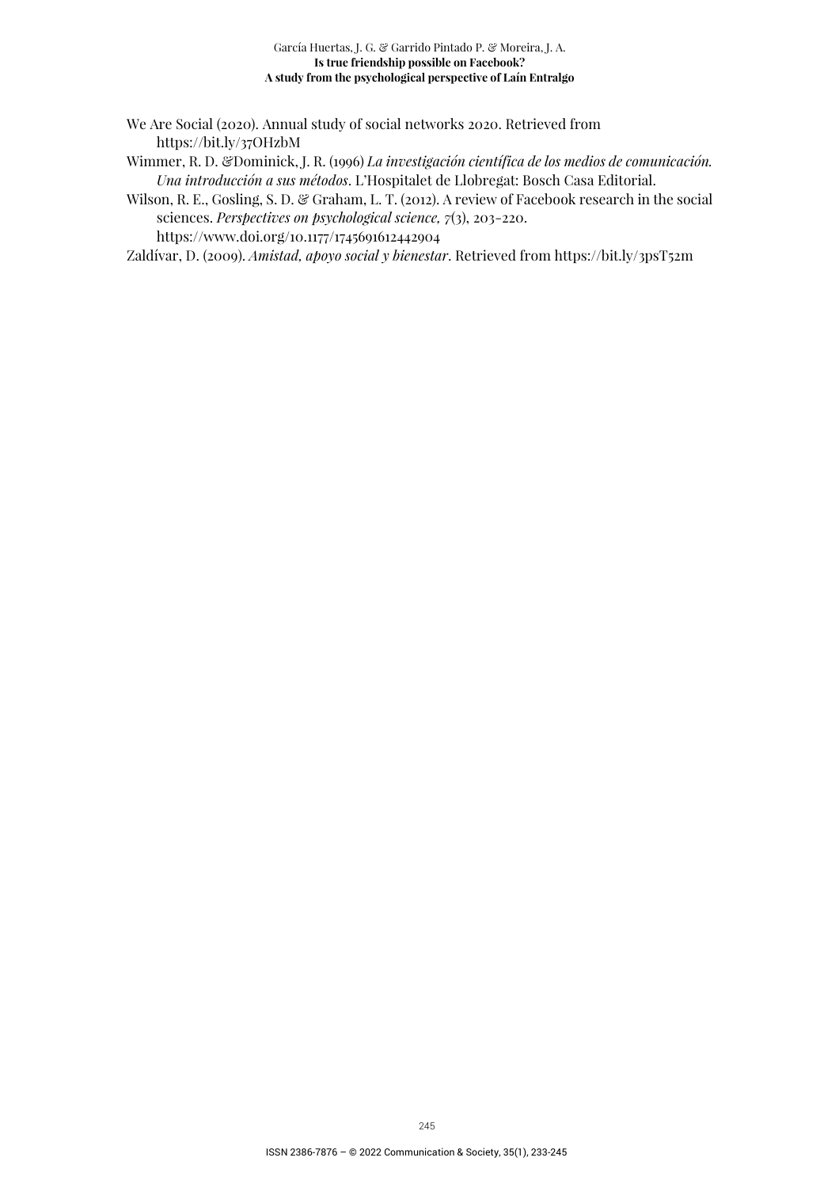We Are Social (2020). Annual study of social networks 2020. Retrieved from https://bit.ly/37OHzbM

Wimmer, R. D. &Dominick, J. R. (1996) *La investigación científica de los medios de comunicación. Una introducción a sus métodos*. L'Hospitalet de Llobregat: Bosch Casa Editorial.

Wilson, R. E., Gosling, S. D. & Graham, L. T. (2012). A review of Facebook research in the social sciences. *Perspectives on psychological science, 7*(3), 203-220. https://www.doi.org/10.1177/1745691612442904

Zaldívar, D. (2009). *Amistad, apoyo social y bienestar*. Retrieved from https://bit.ly/3psT52m